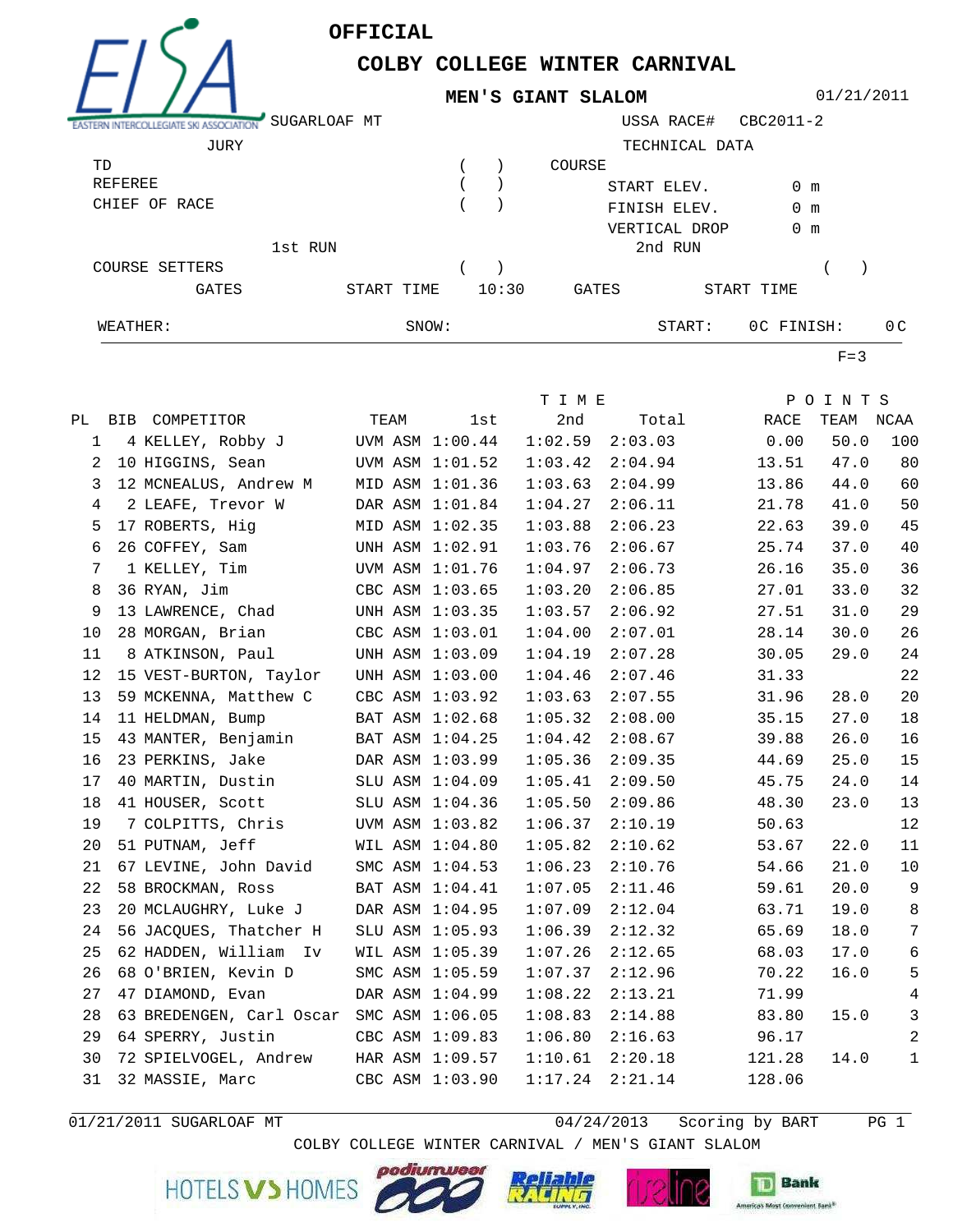# OFFICIAL

## COLBY COLLEGE WINTER CARNIVAL

### MEN'S GIANT SLALOM

01/21/2011

SUGARLOAF MT — USSA RACE# CBC2011-2

JURY

TD ( )
REFEREE ( )
CHIEF OF RACE ( )

TECHNICAL DATA

COURSE
START ELEV. 0 m
FINISH ELEV. 0 m
VERTICAL DROP 0 m

1st RUN — COURSE SETTERS ( ) — GATES — START TIME 10:30

2nd RUN — ( ) — GATES — START TIME

WEATHER: SNOW: START: 0C FINISH: 0C

F=3

| PL | BIB | COMPETITOR | TEAM | TIME 1st | 2nd | Total | POINTS RACE | TEAM | NCAA |
|---|---|---|---|---|---|---|---|---|---|
| 1 | 4 | KELLEY, Robby J | UVM ASM | 1:00.44 | 1:02.59 | 2:03.03 | 0.00 | 50.0 | 100 |
| 2 | 10 | HIGGINS, Sean | UVM ASM | 1:01.52 | 1:03.42 | 2:04.94 | 13.51 | 47.0 | 80 |
| 3 | 12 | MCNEALUS, Andrew M | MID ASM | 1:01.36 | 1:03.63 | 2:04.99 | 13.86 | 44.0 | 60 |
| 4 | 2 | LEAFE, Trevor W | DAR ASM | 1:01.84 | 1:04.27 | 2:06.11 | 21.78 | 41.0 | 50 |
| 5 | 17 | ROBERTS, Hig | MID ASM | 1:02.35 | 1:03.88 | 2:06.23 | 22.63 | 39.0 | 45 |
| 6 | 26 | COFFEY, Sam | UNH ASM | 1:02.91 | 1:03.76 | 2:06.67 | 25.74 | 37.0 | 40 |
| 7 | 1 | KELLEY, Tim | UVM ASM | 1:01.76 | 1:04.97 | 2:06.73 | 26.16 | 35.0 | 36 |
| 8 | 36 | RYAN, Jim | CBC ASM | 1:03.65 | 1:03.20 | 2:06.85 | 27.01 | 33.0 | 32 |
| 9 | 13 | LAWRENCE, Chad | UNH ASM | 1:03.35 | 1:03.57 | 2:06.92 | 27.51 | 31.0 | 29 |
| 10 | 28 | MORGAN, Brian | CBC ASM | 1:03.01 | 1:04.00 | 2:07.01 | 28.14 | 30.0 | 26 |
| 11 | 8 | ATKINSON, Paul | UNH ASM | 1:03.09 | 1:04.19 | 2:07.28 | 30.05 | 29.0 | 24 |
| 12 | 15 | VEST-BURTON, Taylor | UNH ASM | 1:03.00 | 1:04.46 | 2:07.46 | 31.33 | | 22 |
| 13 | 59 | MCKENNA, Matthew C | CBC ASM | 1:03.92 | 1:03.63 | 2:07.55 | 31.96 | 28.0 | 20 |
| 14 | 11 | HELDMAN, Bump | BAT ASM | 1:02.68 | 1:05.32 | 2:08.00 | 35.15 | 27.0 | 18 |
| 15 | 43 | MANTER, Benjamin | BAT ASM | 1:04.25 | 1:04.42 | 2:08.67 | 39.88 | 26.0 | 16 |
| 16 | 23 | PERKINS, Jake | DAR ASM | 1:03.99 | 1:05.36 | 2:09.35 | 44.69 | 25.0 | 15 |
| 17 | 40 | MARTIN, Dustin | SLU ASM | 1:04.09 | 1:05.41 | 2:09.50 | 45.75 | 24.0 | 14 |
| 18 | 41 | HOUSER, Scott | SLU ASM | 1:04.36 | 1:05.50 | 2:09.86 | 48.30 | 23.0 | 13 |
| 19 | 7 | COLPITTS, Chris | UVM ASM | 1:03.82 | 1:06.37 | 2:10.19 | 50.63 | | 12 |
| 20 | 51 | PUTNAM, Jeff | WIL ASM | 1:04.80 | 1:05.82 | 2:10.62 | 53.67 | 22.0 | 11 |
| 21 | 67 | LEVINE, John David | SMC ASM | 1:04.53 | 1:06.23 | 2:10.76 | 54.66 | 21.0 | 10 |
| 22 | 58 | BROCKMAN, Ross | BAT ASM | 1:04.41 | 1:07.05 | 2:11.46 | 59.61 | 20.0 | 9 |
| 23 | 20 | MCLAUGHRY, Luke J | DAR ASM | 1:04.95 | 1:07.09 | 2:12.04 | 63.71 | 19.0 | 8 |
| 24 | 56 | JACQUES, Thatcher H | SLU ASM | 1:05.93 | 1:06.39 | 2:12.32 | 65.69 | 18.0 | 7 |
| 25 | 62 | HADDEN, William Iv | WIL ASM | 1:05.39 | 1:07.26 | 2:12.65 | 68.03 | 17.0 | 6 |
| 26 | 68 | O'BRIEN, Kevin D | SMC ASM | 1:05.59 | 1:07.37 | 2:12.96 | 70.22 | 16.0 | 5 |
| 27 | 47 | DIAMOND, Evan | DAR ASM | 1:04.99 | 1:08.22 | 2:13.21 | 71.99 | | 4 |
| 28 | 63 | BREDENGEN, Carl Oscar | SMC ASM | 1:06.05 | 1:08.83 | 2:14.88 | 83.80 | 15.0 | 3 |
| 29 | 64 | SPERRY, Justin | CBC ASM | 1:09.83 | 1:06.80 | 2:16.63 | 96.17 | | 2 |
| 30 | 72 | SPIELVOGEL, Andrew | HAR ASM | 1:09.57 | 1:10.61 | 2:20.18 | 121.28 | 14.0 | 1 |
| 31 | 32 | MASSIE, Marc | CBC ASM | 1:03.90 | 1:17.24 | 2:21.14 | 128.06 | | |

01/21/2011 SUGARLOAF MT — 04/24/2013 — Scoring by BART

COLBY COLLEGE WINTER CARNIVAL / MEN'S GIANT SLALOM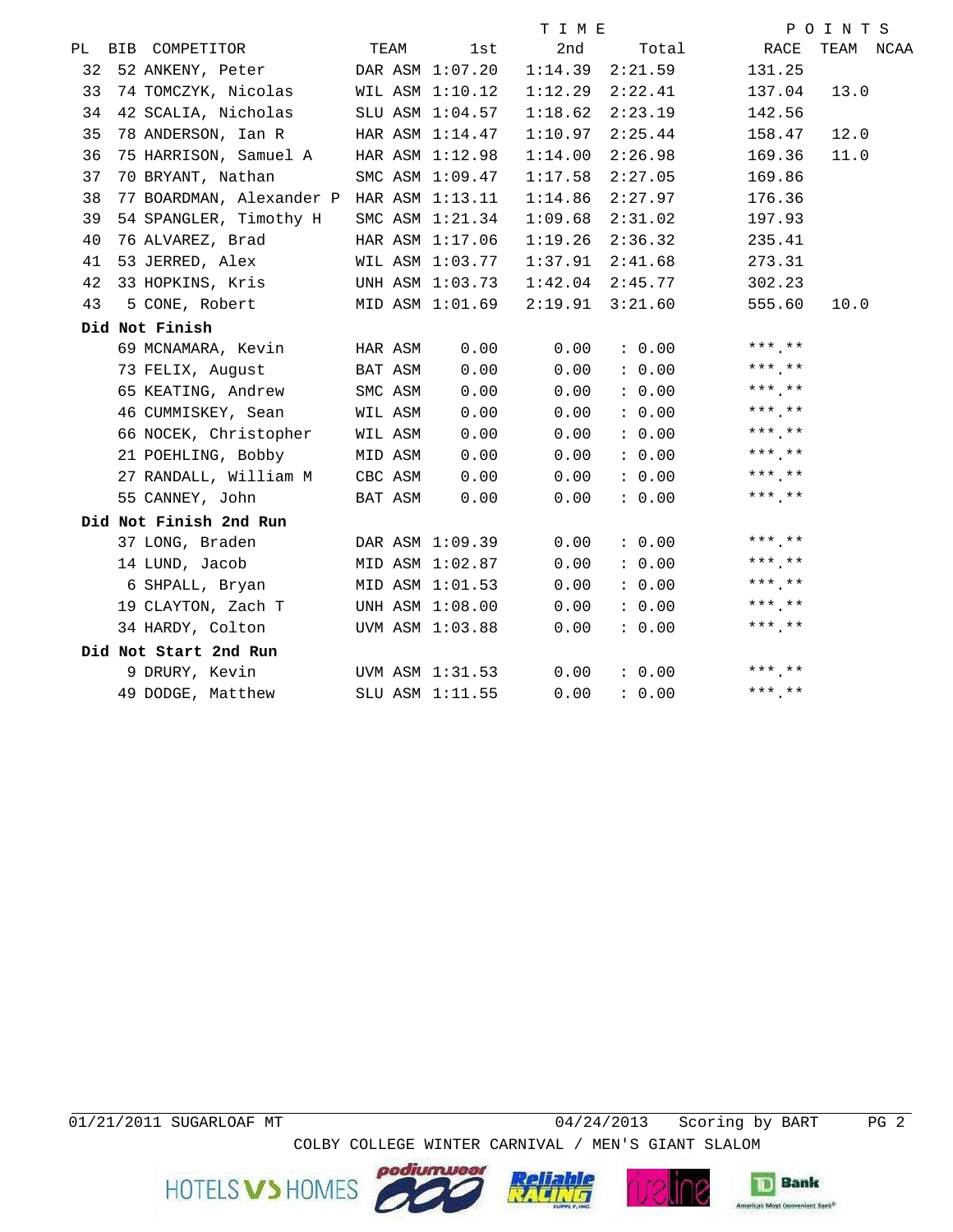| PL | BIB | COMPETITOR | TEAM | TIME 1st | 2nd | Total | POINTS RACE | TEAM | NCAA |
|---|---|---|---|---|---|---|---|---|---|
| 32 | 52 | ANKENY, Peter | DAR ASM | 1:07.20 | 1:14.39 | 2:21.59 | 131.25 | | |
| 33 | 74 | TOMCZYK, Nicolas | WIL ASM | 1:10.12 | 1:12.29 | 2:22.41 | 137.04 | 13.0 | |
| 34 | 42 | SCALIA, Nicholas | SLU ASM | 1:04.57 | 1:18.62 | 2:23.19 | 142.56 | | |
| 35 | 78 | ANDERSON, Ian R | HAR ASM | 1:14.47 | 1:10.97 | 2:25.44 | 158.47 | 12.0 | |
| 36 | 75 | HARRISON, Samuel A | HAR ASM | 1:12.98 | 1:14.00 | 2:26.98 | 169.36 | 11.0 | |
| 37 | 70 | BRYANT, Nathan | SMC ASM | 1:09.47 | 1:17.58 | 2:27.05 | 169.86 | | |
| 38 | 77 | BOARDMAN, Alexander P | HAR ASM | 1:13.11 | 1:14.86 | 2:27.97 | 176.36 | | |
| 39 | 54 | SPANGLER, Timothy H | SMC ASM | 1:21.34 | 1:09.68 | 2:31.02 | 197.93 | | |
| 40 | 76 | ALVAREZ, Brad | HAR ASM | 1:17.06 | 1:19.26 | 2:36.32 | 235.41 | | |
| 41 | 53 | JERRED, Alex | WIL ASM | 1:03.77 | 1:37.91 | 2:41.68 | 273.31 | | |
| 42 | 33 | HOPKINS, Kris | UNH ASM | 1:03.73 | 1:42.04 | 2:45.77 | 302.23 | | |
| 43 | 5 | CONE, Robert | MID ASM | 1:01.69 | 2:19.91 | 3:21.60 | 555.60 | 10.0 | |
| **Did Not Finish** | | | | | | | | | |
| | 69 | MCNAMARA, Kevin | HAR ASM | 0.00 | 0.00 | : 0.00 | ***.** | | |
| | 73 | FELIX, August | BAT ASM | 0.00 | 0.00 | : 0.00 | ***.** | | |
| | 65 | KEATING, Andrew | SMC ASM | 0.00 | 0.00 | : 0.00 | ***.** | | |
| | 46 | CUMMISKEY, Sean | WIL ASM | 0.00 | 0.00 | : 0.00 | ***.** | | |
| | 66 | NOCEK, Christopher | WIL ASM | 0.00 | 0.00 | : 0.00 | ***.** | | |
| | 21 | POEHLING, Bobby | MID ASM | 0.00 | 0.00 | : 0.00 | ***.** | | |
| | 27 | RANDALL, William M | CBC ASM | 0.00 | 0.00 | : 0.00 | ***.** | | |
| | 55 | CANNEY, John | BAT ASM | 0.00 | 0.00 | : 0.00 | ***.** | | |
| **Did Not Finish 2nd Run** | | | | | | | | | |
| | 37 | LONG, Braden | DAR ASM | 1:09.39 | 0.00 | : 0.00 | ***.** | | |
| | 14 | LUND, Jacob | MID ASM | 1:02.87 | 0.00 | : 0.00 | ***.** | | |
| | 6 | SHPALL, Bryan | MID ASM | 1:01.53 | 0.00 | : 0.00 | ***.** | | |
| | 19 | CLAYTON, Zach T | UNH ASM | 1:08.00 | 0.00 | : 0.00 | ***.** | | |
| | 34 | HARDY, Colton | UVM ASM | 1:03.88 | 0.00 | : 0.00 | ***.** | | |
| **Did Not Start 2nd Run** | | | | | | | | | |
| | 9 | DRURY, Kevin | UVM ASM | 1:31.53 | 0.00 | : 0.00 | ***.** | | |
| | 49 | DODGE, Matthew | SLU ASM | 1:11.55 | 0.00 | : 0.00 | ***.** | | |

01/21/2011 SUGARLOAF MT 04/24/2013 Scoring by BART

COLBY COLLEGE WINTER CARNIVAL / MEN'S GIANT SLALOM